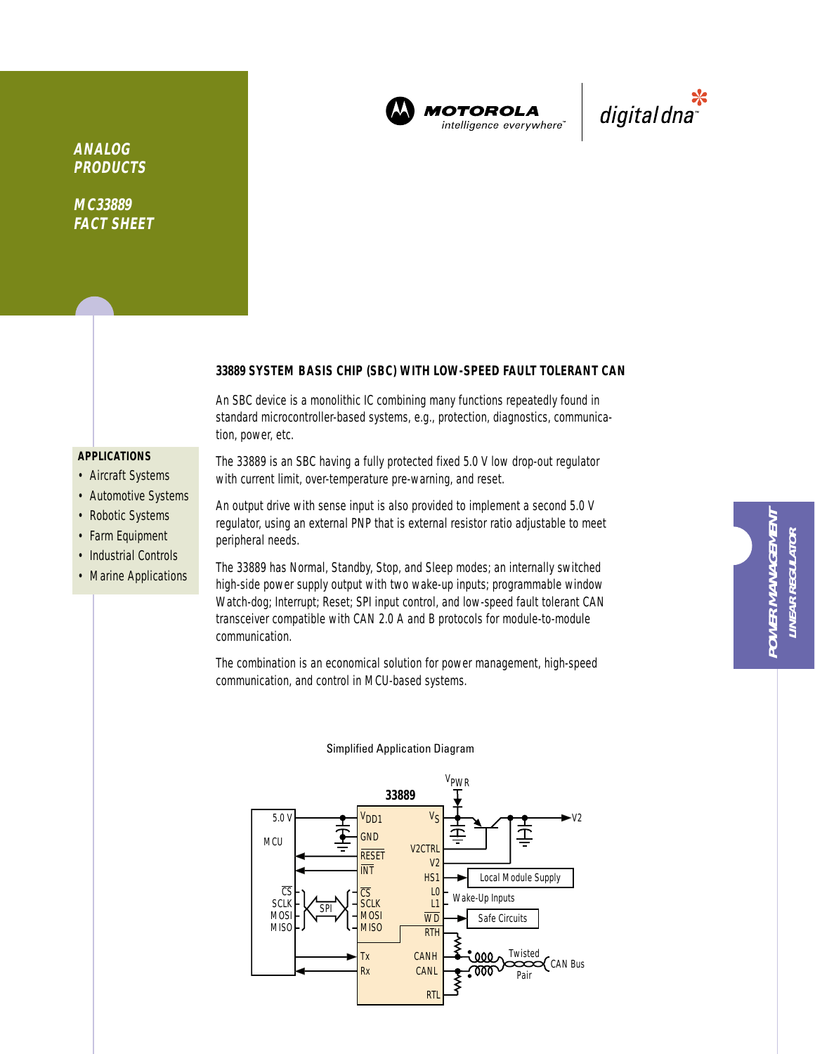ANALOG PRODUCTS

MC33889 FACT SHEET

MOTOROLA
intelligence everywhere™

digital dna™

## 33889 SYSTEM BASIS CHIP (SBC) WITH LOW-SPEED FAULT TOLERANT CAN

An SBC device is a monolithic IC combining many functions repeatedly found in standard microcontroller-based systems, e.g., protection, diagnostics, communication, power, etc.

The 33889 is an SBC having a fully protected fixed 5.0 V low drop-out regulator with current limit, over-temperature pre-warning, and reset.

An output drive with sense input is also provided to implement a second 5.0 V regulator, using an external PNP that is external resistor ratio adjustable to meet peripheral needs.

The 33889 has Normal, Standby, Stop, and Sleep modes; an internally switched high-side power supply output with two wake-up inputs; programmable window Watch-dog; Interrupt; Reset; SPI input control, and low-speed fault tolerant CAN transceiver compatible with CAN 2.0 A and B protocols for module-to-module communication.

The combination is an economical solution for power management, high-speed communication, and control in MCU-based systems.

### APPLICATIONS

- Aircraft Systems
- Automotive Systems
- Robotic Systems
- Farm Equipment
- Industrial Controls
- Marine Applications

POWER MANAGEMENT
LINEAR REGULATOR

Simplified Application Diagram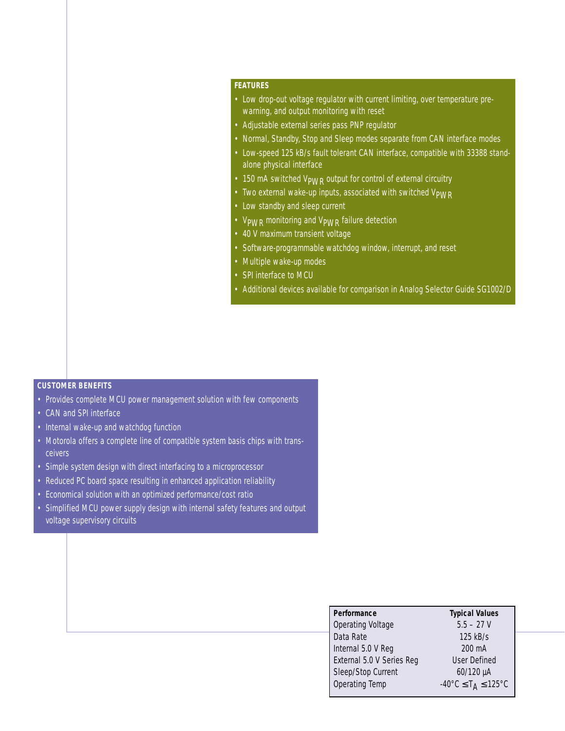## FEATURES

- Low drop-out voltage regulator with current limiting, over temperature pre-warning, and output monitoring with reset
- Adjustable external series pass PNP regulator
- Normal, Standby, Stop and Sleep modes separate from CAN interface modes
- Low-speed 125 kB/s fault tolerant CAN interface, compatible with 33388 stand-alone physical interface
- 150 mA switched $V_{PWR}$ output for control of external circuitry
- Two external wake-up inputs, associated with switched $V_{PWR}$
- Low standby and sleep current
- $V_{PWR}$ monitoring and $V_{PWR}$ failure detection
- 40 V maximum transient voltage
- Software-programmable watchdog window, interrupt, and reset
- Multiple wake-up modes
- SPI interface to MCU
- Additional devices available for comparison in Analog Selector Guide SG1002/D

## CUSTOMER BENEFITS

- Provides complete MCU power management solution with few components
- CAN and SPI interface
- Internal wake-up and watchdog function
- Motorola offers a complete line of compatible system basis chips with transceivers
- Simple system design with direct interfacing to a microprocessor
- Reduced PC board space resulting in enhanced application reliability
- Economical solution with an optimized performance/cost ratio
- Simplified MCU power supply design with internal safety features and output voltage supervisory circuits

| Performance | Typical Values |
|---|---|
| Operating Voltage | 5.5 – 27 V |
| Data Rate | 125 kB/s |
| Internal 5.0 V Reg | 200 mA |
| External 5.0 V Series Reg | User Defined |
| Sleep/Stop Current | 60/120 µA |
| Operating Temp | -40°C ≤ $T_A$ ≤ 125°C |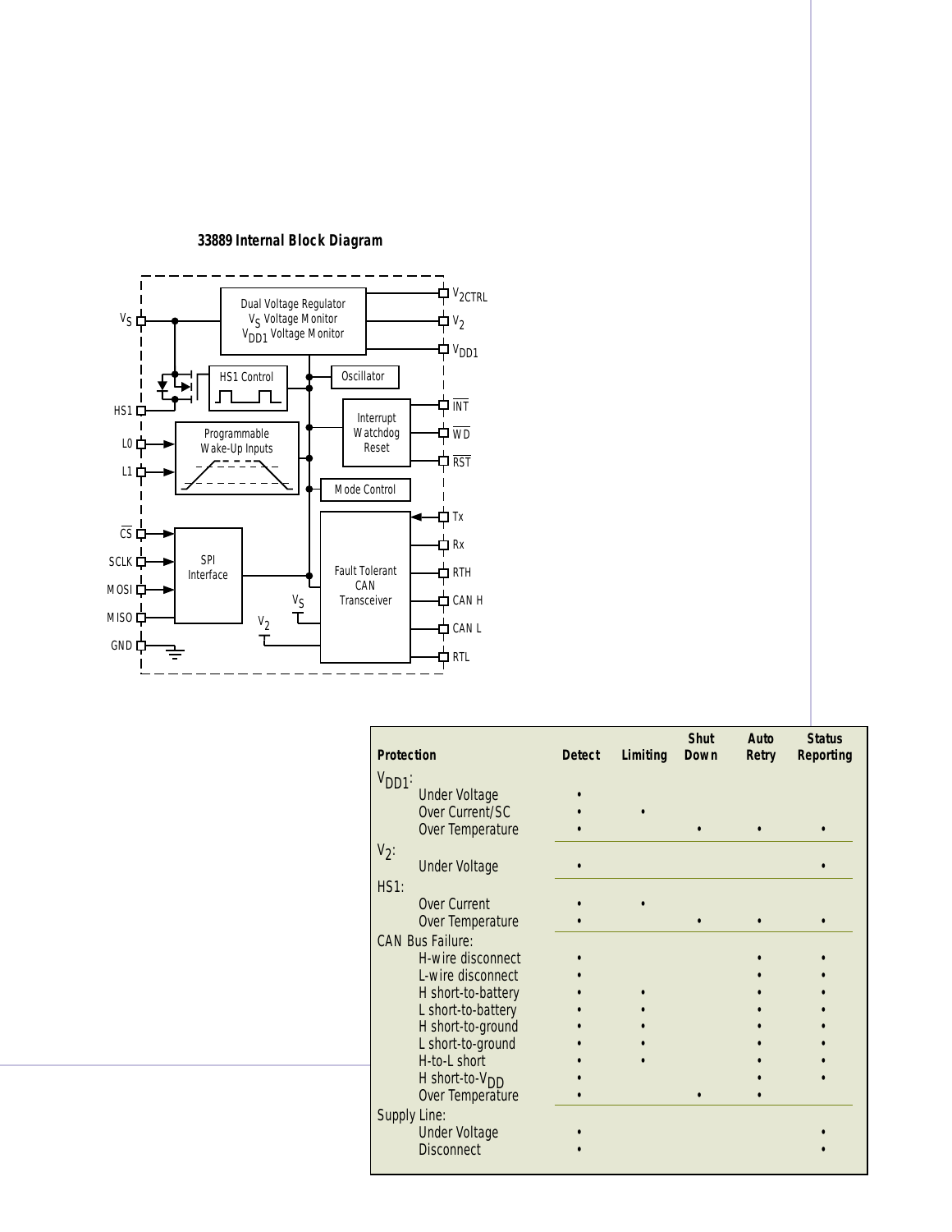**33889 Internal Block Diagram**

| Protection | Detect | Limiting | Shut Down | Auto Retry | Status Reporting |
|---|---|---|---|---|---|
| $V_{DD1}$: | | | | | |
| Under Voltage | • | | | | |
| Over Current/SC | • | • | | | |
| Over Temperature | • | | • | • | • |
| $V_2$: | | | | | |
| Under Voltage | • | | | | • |
| HS1: | | | | | |
| Over Current | • | • | | | |
| Over Temperature | • | | • | • | • |
| CAN Bus Failure: | | | | | |
| H-wire disconnect | • | | | • | • |
| L-wire disconnect | • | | | • | • |
| H short-to-battery | • | • | | • | • |
| L short-to-battery | • | • | | • | • |
| H short-to-ground | • | • | | • | • |
| L short-to-ground | • | • | | • | • |
| H-to-L short | • | • | | • | • |
| H short-to-$V_{DD}$ | • | | | • | • |
| Over Temperature | • | | • | • | |
| Supply Line: | | | | | |
| Under Voltage | • | | | | • |
| Disconnect | • | | | | • |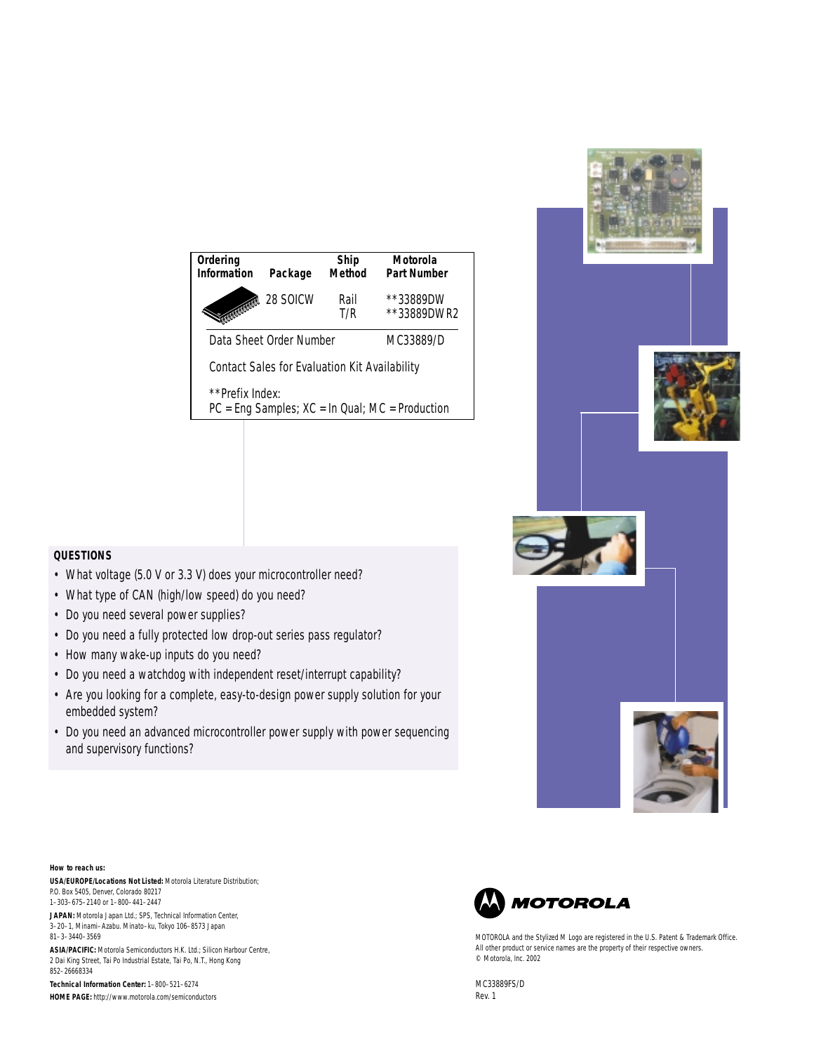| Ordering Information | Package | Ship Method | Motorola Part Number |
| --- | --- | --- | --- |
| | 28 SOICW | Rail<br>T/R | **33889DW<br>**33889DWR2 |
| Data Sheet Order Number | | | MC33889/D |
| Contact Sales for Evaluation Kit Availability | | | |
| **Prefix Index:<br>PC = Eng Samples; XC = In Qual; MC = Production | | | |

**QUESTIONS**

- What voltage (5.0 V or 3.3 V) does your microcontroller need?
- What type of CAN (high/low speed) do you need?
- Do you need several power supplies?
- Do you need a fully protected low drop-out series pass regulator?
- How many wake-up inputs do you need?
- Do you need a watchdog with independent reset/interrupt capability?
- Are you looking for a complete, easy-to-design power supply solution for your embedded system?
- Do you need an advanced microcontroller power supply with power sequencing and supervisory functions?

**How to reach us:**

**USA/EUROPE/Locations Not Listed:** Motorola Literature Distribution; P.O. Box 5405, Denver, Colorado 80217
1–303–675–2140 or 1–800–441–2447

**JAPAN:** Motorola Japan Ltd.; SPS, Technical Information Center, 3–20–1, Minami–Azabu. Minato–ku, Tokyo 106–8573 Japan
81–3–3440–3569

**ASIA/PACIFIC:** Motorola Semiconductors H.K. Ltd.; Silicon Harbour Centre, 2 Dai King Street, Tai Po Industrial Estate, Tai Po, N.T., Hong Kong
852–26668334

**Technical Information Center:** 1–800–521–6274

**HOME PAGE:** http://www.motorola.com/semiconductors

**MOTOROLA**

MOTOROLA and the Stylized M Logo are registered in the U.S. Patent & Trademark Office. All other product or service names are the property of their respective owners.
© Motorola, Inc. 2002

MC33889FS/D
Rev. 1